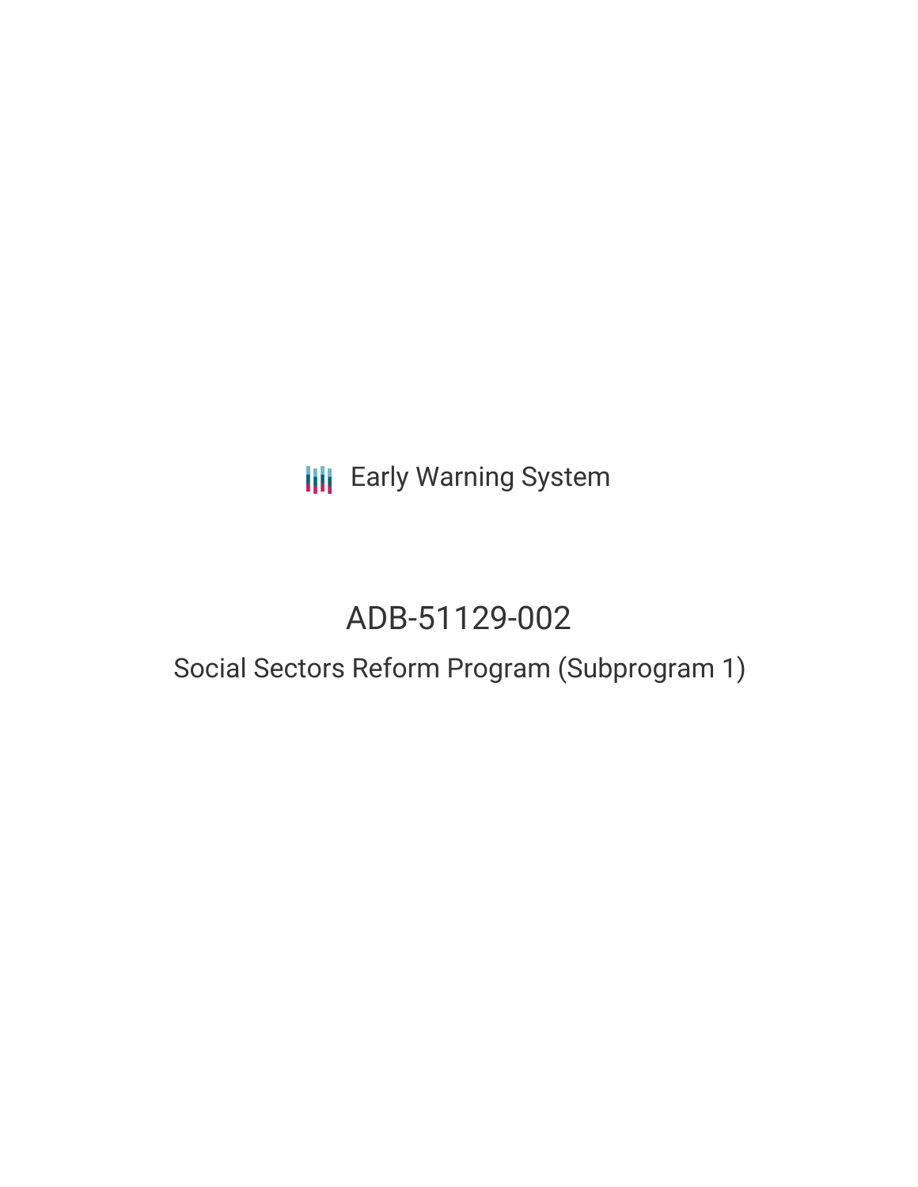Early Warning System

# ADB-51129-002

## Social Sectors Reform Program (Subprogram 1)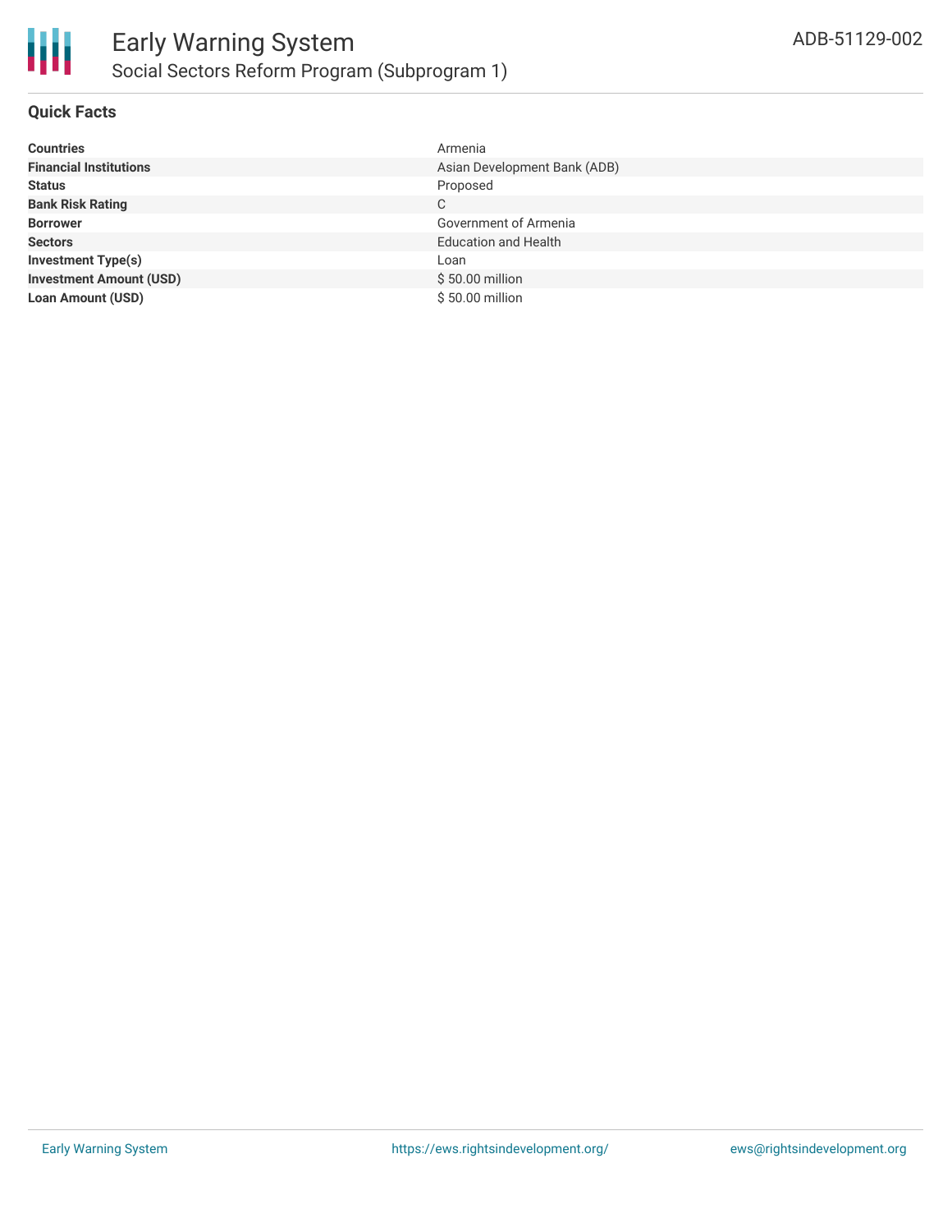## Quick Facts

| | |
|---|---|
| **Countries** | Armenia |
| **Financial Institutions** | Asian Development Bank (ADB) |
| **Status** | Proposed |
| **Bank Risk Rating** | C |
| **Borrower** | Government of Armenia |
| **Sectors** | Education and Health |
| **Investment Type(s)** | Loan |
| **Investment Amount (USD)** | $ 50.00 million |
| **Loan Amount (USD)** | $ 50.00 million |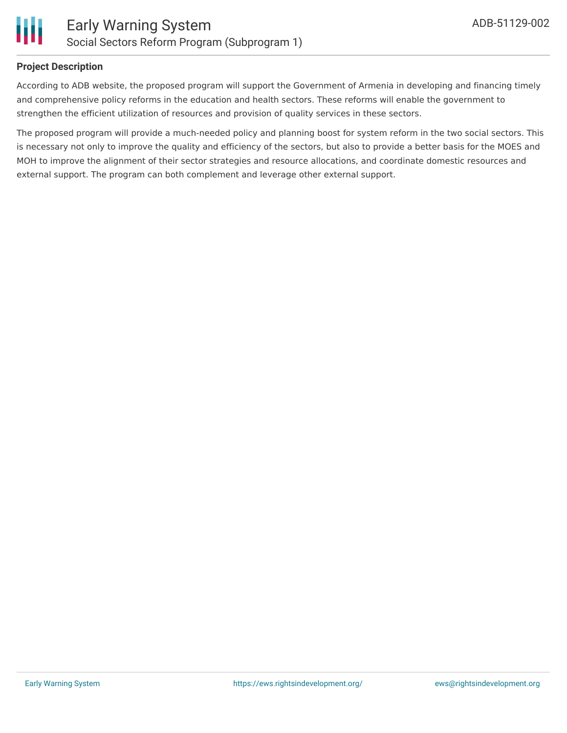**Project Description**

According to ADB website, the proposed program will support the Government of Armenia in developing and financing timely and comprehensive policy reforms in the education and health sectors. These reforms will enable the government to strengthen the efficient utilization of resources and provision of quality services in these sectors.

The proposed program will provide a much-needed policy and planning boost for system reform in the two social sectors. This is necessary not only to improve the quality and efficiency of the sectors, but also to provide a better basis for the MOES and MOH to improve the alignment of their sector strategies and resource allocations, and coordinate domestic resources and external support. The program can both complement and leverage other external support.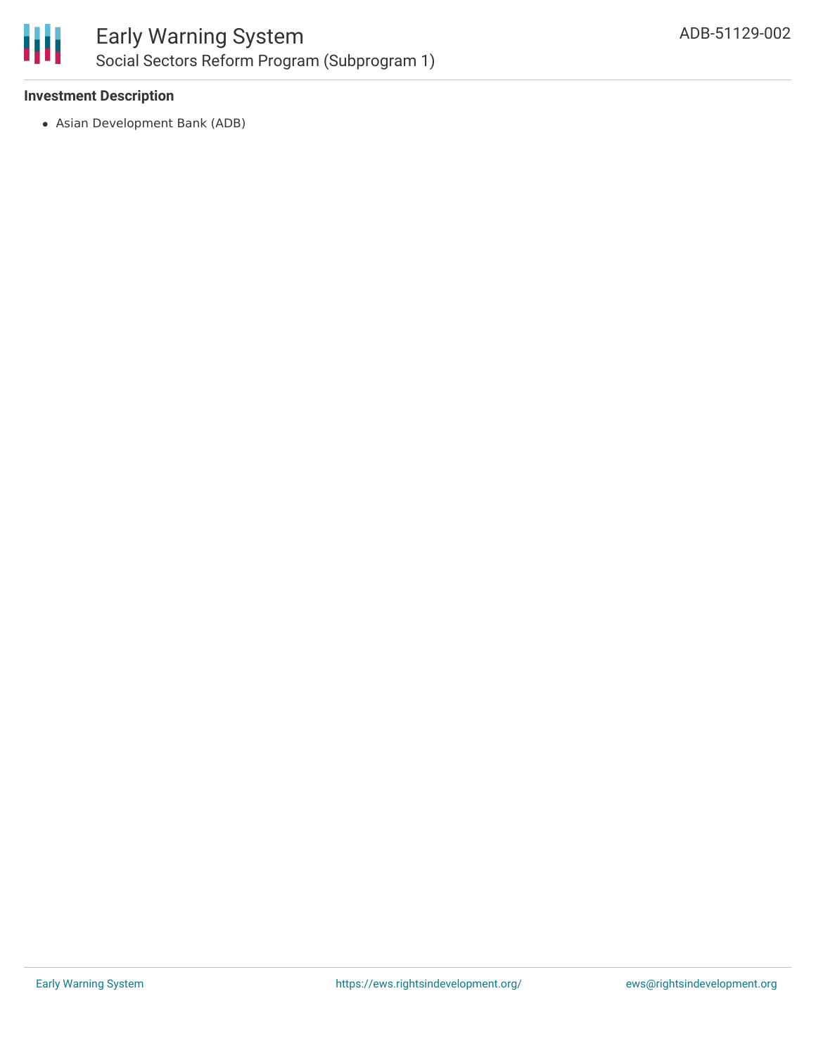### Investment Description

- Asian Development Bank (ADB)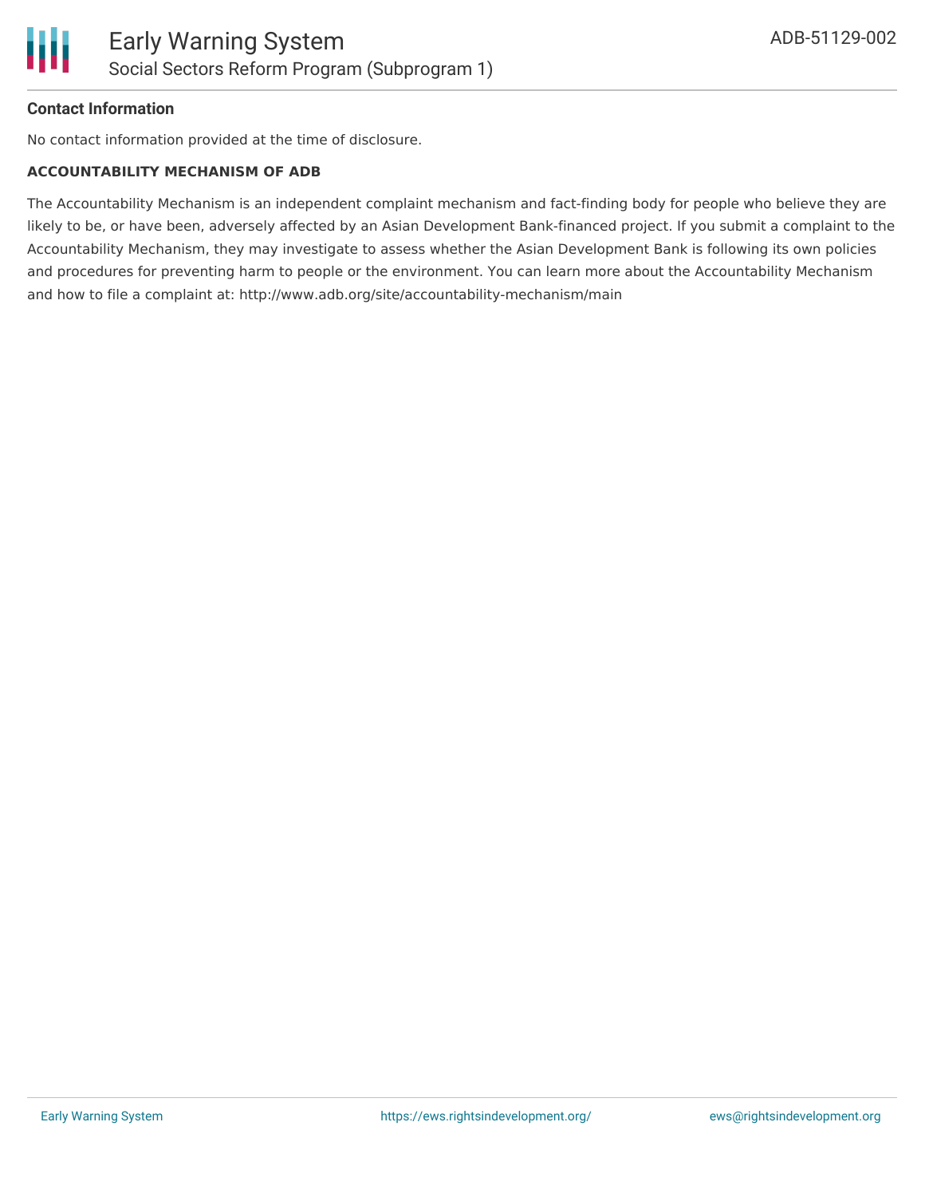**Contact Information**

No contact information provided at the time of disclosure.

**ACCOUNTABILITY MECHANISM OF ADB**

The Accountability Mechanism is an independent complaint mechanism and fact-finding body for people who believe they are likely to be, or have been, adversely affected by an Asian Development Bank-financed project. If you submit a complaint to the Accountability Mechanism, they may investigate to assess whether the Asian Development Bank is following its own policies and procedures for preventing harm to people or the environment. You can learn more about the Accountability Mechanism and how to file a complaint at: http://www.adb.org/site/accountability-mechanism/main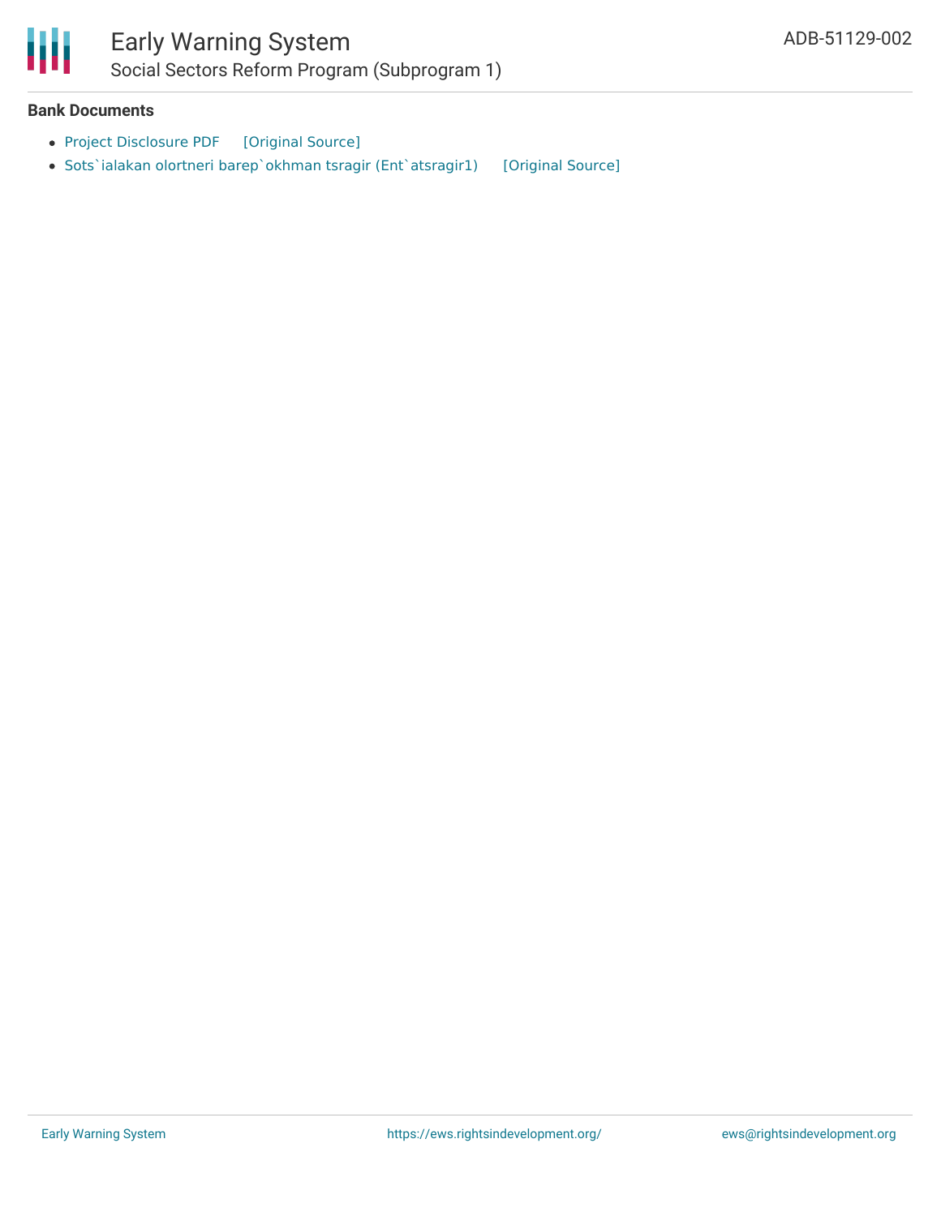### Bank Documents

- Project Disclosure PDF [Original Source]
- Sots`ialakan olortneri barep`okhman tsragir (Ent`atsragir1) [Original Source]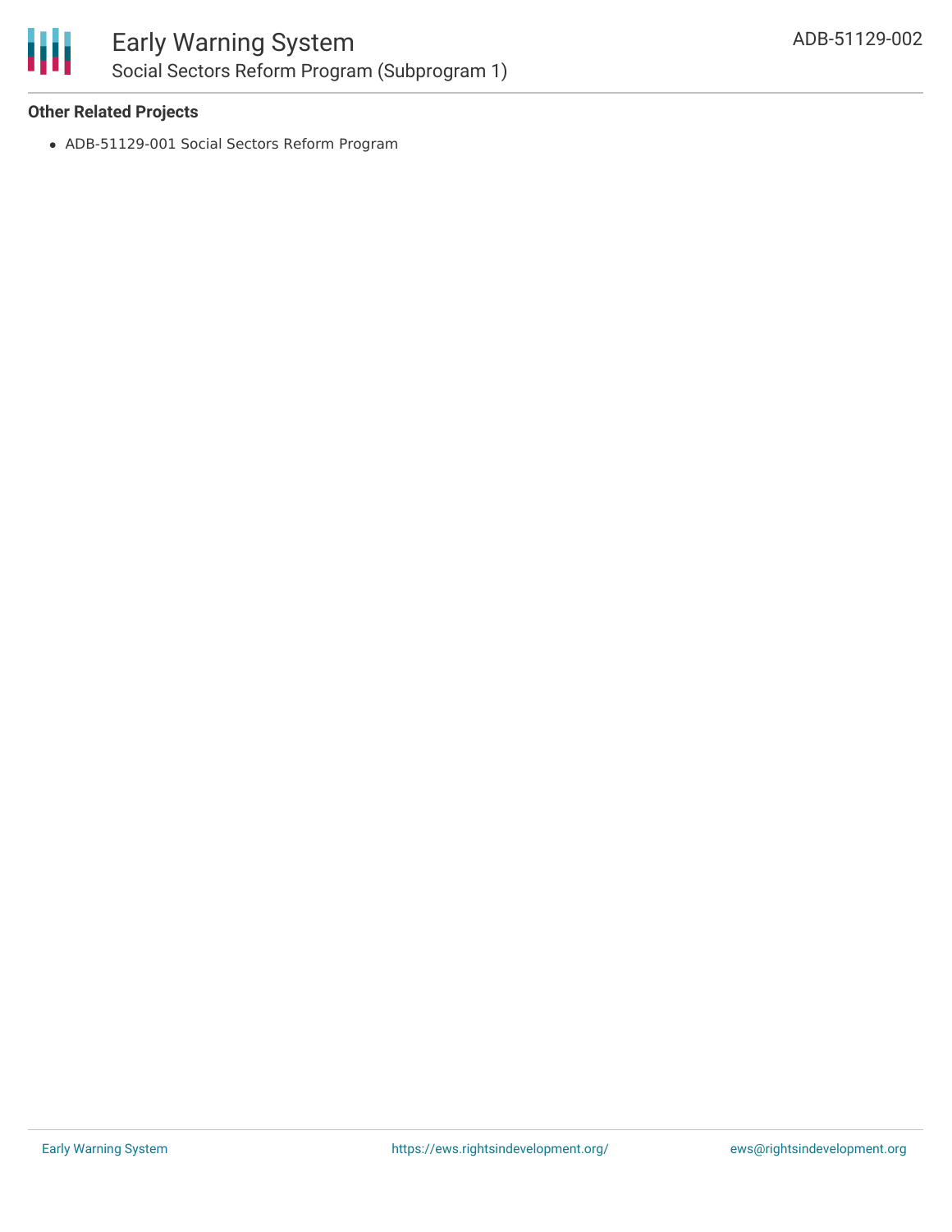**Other Related Projects**

- ADB-51129-001 Social Sectors Reform Program